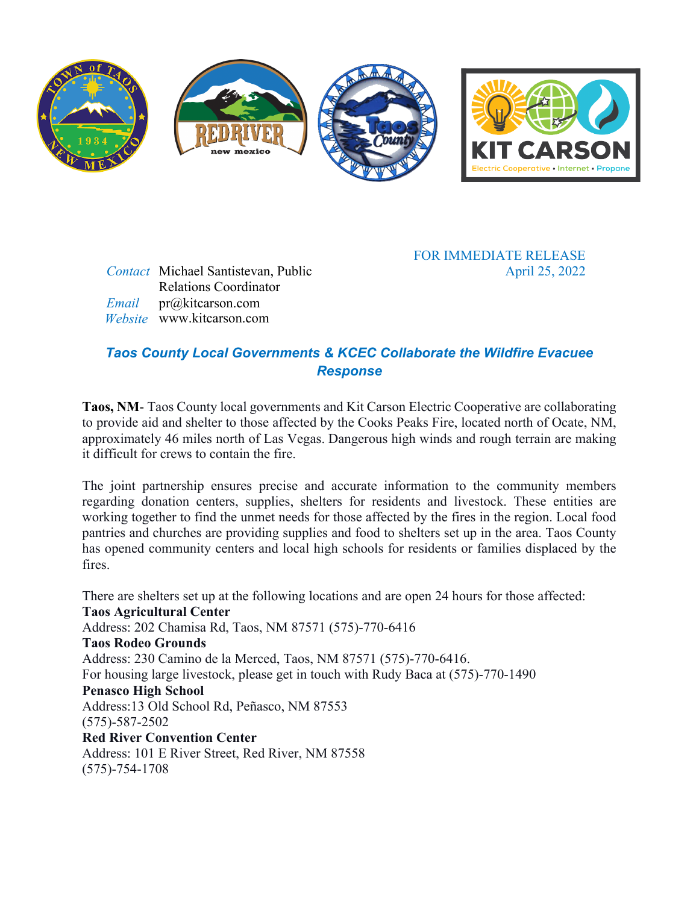FOR IMMEDIATE RELEASE
April 25, 2022

*Contact* Michael Santistevan, Public Relations Coordinator
*Email* pr@kitcarson.com
*Website* www.kitcarson.com

## *Taos County Local Governments & KCEC Collaborate the Wildfire Evacuee Response*

**Taos, NM**- Taos County local governments and Kit Carson Electric Cooperative are collaborating to provide aid and shelter to those affected by the Cooks Peaks Fire, located north of Ocate, NM, approximately 46 miles north of Las Vegas. Dangerous high winds and rough terrain are making it difficult for crews to contain the fire.

The joint partnership ensures precise and accurate information to the community members regarding donation centers, supplies, shelters for residents and livestock. These entities are working together to find the unmet needs for those affected by the fires in the region. Local food pantries and churches are providing supplies and food to shelters set up in the area. Taos County has opened community centers and local high schools for residents or families displaced by the fires.

There are shelters set up at the following locations and are open 24 hours for those affected:

**Taos Agricultural Center**
Address: 202 Chamisa Rd, Taos, NM 87571 (575)-770-6416

**Taos Rodeo Grounds**
Address: 230 Camino de la Merced, Taos, NM 87571 (575)-770-6416.
For housing large livestock, please get in touch with Rudy Baca at (575)-770-1490

**Penasco High School**
Address:13 Old School Rd, Peñasco, NM 87553
(575)-587-2502

**Red River Convention Center**
Address: 101 E River Street, Red River, NM 87558
(575)-754-1708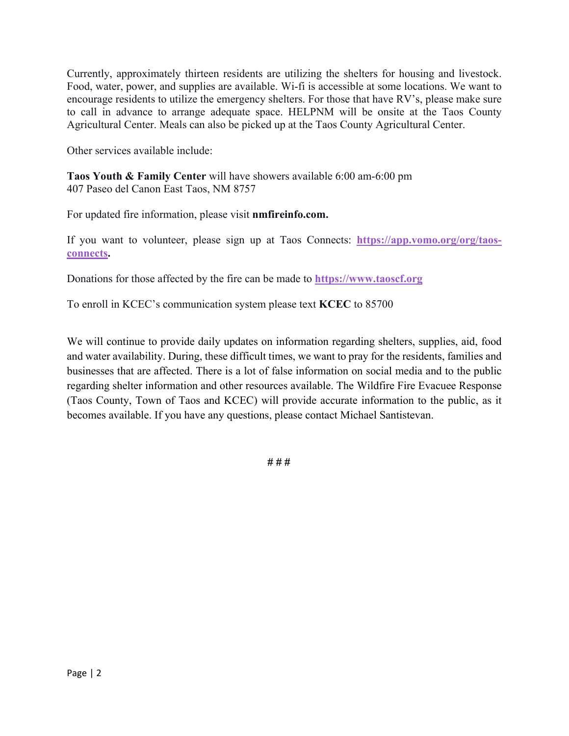Currently, approximately thirteen residents are utilizing the shelters for housing and livestock. Food, water, power, and supplies are available. Wi-fi is accessible at some locations. We want to encourage residents to utilize the emergency shelters. For those that have RV's, please make sure to call in advance to arrange adequate space. HELPNM will be onsite at the Taos County Agricultural Center. Meals can also be picked up at the Taos County Agricultural Center.

Other services available include:

**Taos Youth & Family Center** will have showers available 6:00 am-6:00 pm
407 Paseo del Canon East Taos, NM 8757

For updated fire information, please visit **nmfireinfo.com.**

If you want to volunteer, please sign up at Taos Connects: **https://app.vomo.org/org/taos-connects.**

Donations for those affected by the fire can be made to **https://www.taoscf.org**

To enroll in KCEC's communication system please text **KCEC** to 85700

We will continue to provide daily updates on information regarding shelters, supplies, aid, food and water availability. During, these difficult times, we want to pray for the residents, families and businesses that are affected. There is a lot of false information on social media and to the public regarding shelter information and other resources available. The Wildfire Fire Evacuee Response (Taos County, Town of Taos and KCEC) will provide accurate information to the public, as it becomes available. If you have any questions, please contact Michael Santistevan.

# # #